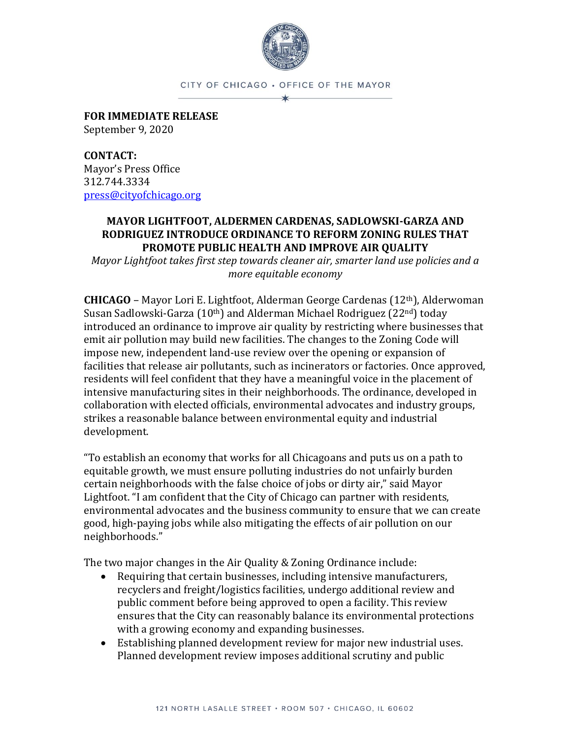CITY OF CHICAGO • OFFICE OF THE MAYOR

**FOR IMMEDIATE RELEASE**
September 9, 2020

**CONTACT:**
Mayor's Press Office
312.744.3334
press@cityofchicago.org

## MAYOR LIGHTFOOT, ALDERMEN CARDENAS, SADLOWSKI-GARZA AND RODRIGUEZ INTRODUCE ORDINANCE TO REFORM ZONING RULES THAT PROMOTE PUBLIC HEALTH AND IMPROVE AIR QUALITY

*Mayor Lightfoot takes first step towards cleaner air, smarter land use policies and a more equitable economy*

**CHICAGO** – Mayor Lori E. Lightfoot, Alderman George Cardenas (12th), Alderwoman Susan Sadlowski-Garza (10th) and Alderman Michael Rodriguez (22nd) today introduced an ordinance to improve air quality by restricting where businesses that emit air pollution may build new facilities. The changes to the Zoning Code will impose new, independent land-use review over the opening or expansion of facilities that release air pollutants, such as incinerators or factories. Once approved, residents will feel confident that they have a meaningful voice in the placement of intensive manufacturing sites in their neighborhoods. The ordinance, developed in collaboration with elected officials, environmental advocates and industry groups, strikes a reasonable balance between environmental equity and industrial development.

"To establish an economy that works for all Chicagoans and puts us on a path to equitable growth, we must ensure polluting industries do not unfairly burden certain neighborhoods with the false choice of jobs or dirty air," said Mayor Lightfoot. "I am confident that the City of Chicago can partner with residents, environmental advocates and the business community to ensure that we can create good, high-paying jobs while also mitigating the effects of air pollution on our neighborhoods."

The two major changes in the Air Quality & Zoning Ordinance include:

- Requiring that certain businesses, including intensive manufacturers, recyclers and freight/logistics facilities, undergo additional review and public comment before being approved to open a facility. This review ensures that the City can reasonably balance its environmental protections with a growing economy and expanding businesses.
- Establishing planned development review for major new industrial uses. Planned development review imposes additional scrutiny and public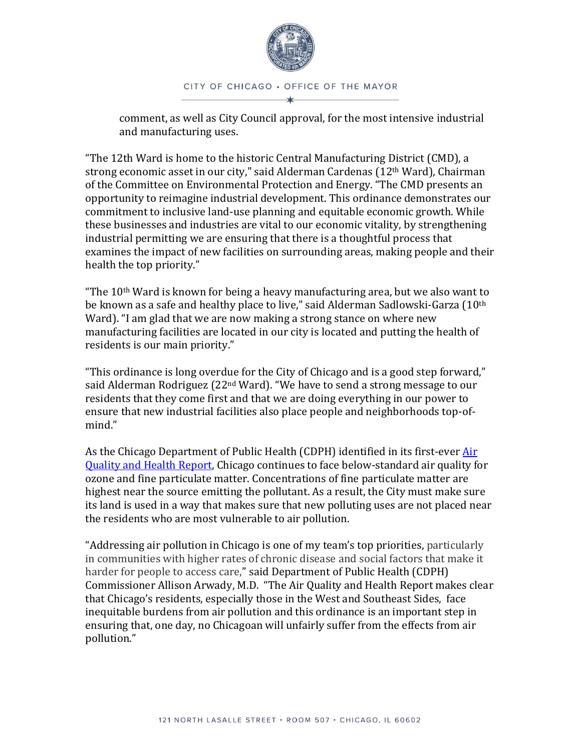comment, as well as City Council approval, for the most intensive industrial and manufacturing uses.

"The 12th Ward is home to the historic Central Manufacturing District (CMD), a strong economic asset in our city," said Alderman Cardenas (12th Ward), Chairman of the Committee on Environmental Protection and Energy. "The CMD presents an opportunity to reimagine industrial development. This ordinance demonstrates our commitment to inclusive land-use planning and equitable economic growth. While these businesses and industries are vital to our economic vitality, by strengthening industrial permitting we are ensuring that there is a thoughtful process that examines the impact of new facilities on surrounding areas, making people and their health the top priority."

"The 10th Ward is known for being a heavy manufacturing area, but we also want to be known as a safe and healthy place to live," said Alderman Sadlowski-Garza (10th Ward). "I am glad that we are now making a strong stance on where new manufacturing facilities are located in our city is located and putting the health of residents is our main priority."

"This ordinance is long overdue for the City of Chicago and is a good step forward," said Alderman Rodriguez (22nd Ward). "We have to send a strong message to our residents that they come first and that we are doing everything in our power to ensure that new industrial facilities also place people and neighborhoods top-of-mind."

As the Chicago Department of Public Health (CDPH) identified in its first-ever [Air Quality and Health Report](), Chicago continues to face below-standard air quality for ozone and fine particulate matter. Concentrations of fine particulate matter are highest near the source emitting the pollutant. As a result, the City must make sure its land is used in a way that makes sure that new polluting uses are not placed near the residents who are most vulnerable to air pollution.

"Addressing air pollution in Chicago is one of my team's top priorities, particularly in communities with higher rates of chronic disease and social factors that make it harder for people to access care," said Department of Public Health (CDPH) Commissioner Allison Arwady, M.D. "The Air Quality and Health Report makes clear that Chicago's residents, especially those in the West and Southeast Sides, face inequitable burdens from air pollution and this ordinance is an important step in ensuring that, one day, no Chicagoan will unfairly suffer from the effects from air pollution."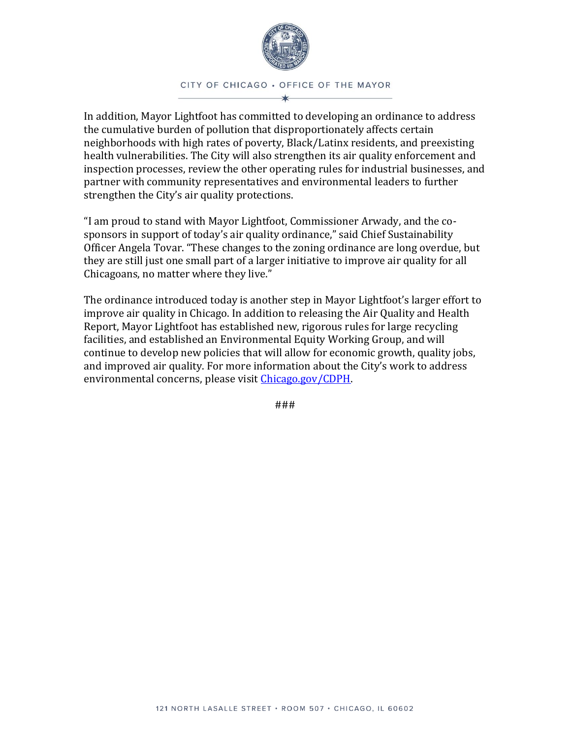In addition, Mayor Lightfoot has committed to developing an ordinance to address the cumulative burden of pollution that disproportionately affects certain neighborhoods with high rates of poverty, Black/Latinx residents, and preexisting health vulnerabilities. The City will also strengthen its air quality enforcement and inspection processes, review the other operating rules for industrial businesses, and partner with community representatives and environmental leaders to further strengthen the City's air quality protections.

"I am proud to stand with Mayor Lightfoot, Commissioner Arwady, and the co-sponsors in support of today's air quality ordinance," said Chief Sustainability Officer Angela Tovar. "These changes to the zoning ordinance are long overdue, but they are still just one small part of a larger initiative to improve air quality for all Chicagoans, no matter where they live."

The ordinance introduced today is another step in Mayor Lightfoot's larger effort to improve air quality in Chicago. In addition to releasing the Air Quality and Health Report, Mayor Lightfoot has established new, rigorous rules for large recycling facilities, and established an Environmental Equity Working Group, and will continue to develop new policies that will allow for economic growth, quality jobs, and improved air quality. For more information about the City's work to address environmental concerns, please visit [Chicago.gov/CDPH](Chicago.gov/CDPH).

###